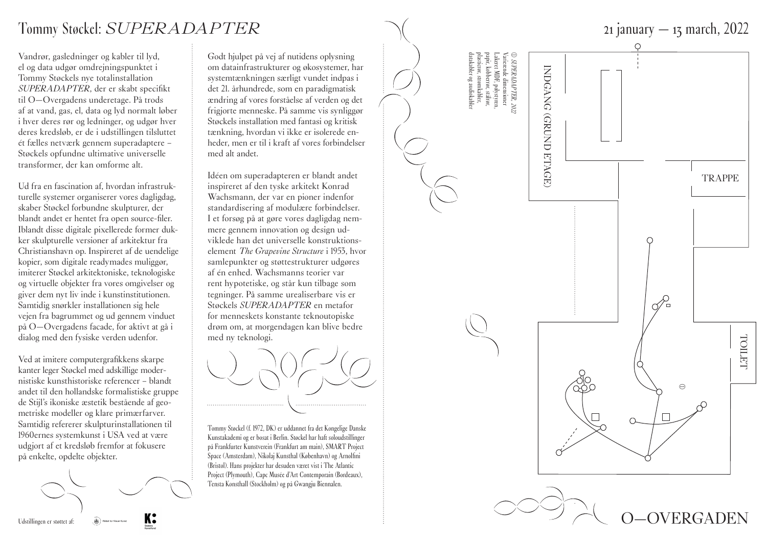# Tommy Støckel: *SUPERADAPTER*

21 january — 13 march, 2022

Vandrør, gasledninger og kabler til lyd, el og data udgør omdrejningspunktet i Tommy Støckels nye totalinstallation *SUPERADAPTER*, der er skabt specifikt til O—Overgadens underetage. På trods af at vand, gas, el, data og lyd normalt løber i hver deres rør og ledninger, og udgør hver deres kredsløb, er de i udstillingen tilsluttet ét fælles netværk gennem superadaptere – Støckels opfundne ultimative universelle transformer, der kan omforme alt.

Ud fra en fascination af, hvordan infrastrukturelle systemer organiserer vores dagligdag, skaber Støckel forbundne skulpturer, der blandt andet er hentet fra open source-filer. Iblandt disse digitale pixellerede former dukker skulpturelle versioner af arkitektur fra Christianshavn op. Inspireret af de uendelige kopier, som digitale readymades muliggør, imiterer Støckel arkitektoniske, teknologiske og virtuelle objekter fra vores omgivelser og giver dem nyt liv inde i kunstinstitutionen. Samtidig snørkler installationen sig hele vejen fra bagrummet og ud gennem vinduet på O—Overgadens facade, for aktivt at gå i dialog med den fysiske verden udenfor.

Ved at imitere computergrafikkens skarpe kanter leger Støckel med adskillige modernistiske kunsthistoriske referencer – blandt andet til den hollandske formalistiske gruppe de Stijl's ikoniske æstetik bestående af geometriske modeller og klare primærfarver. Samtidig refererer skulpturinstallationen til 1960ernes systemkunst i USA ved at være udgjort af et kredsløb fremfor at fokusere på enkelte, opdelte objekter.

Godt hjulpet på vej af nutidens oplysning om datainfrastrukturer og økosystemer, har systemtænkningen særligt vundet indpas i det 21. århundrede, som en paradigmatisk ændring af vores forståelse af verden og det frigjorte menneske. På samme vis synliggør Støckels installation med fantasi og kritisk tænkning, hvordan vi ikke er isolerede enheder, men er til i kraft af vores forbindelser med alt andet.

Idéen om superadapteren er blandt andet inspireret af den tyske arkitekt Konrad Wachsmann, der var en pioner indenfor standardisering af modulære forbindelser. I et forsøg på at gøre vores dagligdag nemmere gennem innovation og design udviklede han det universelle konstruktionselement *The Grapevine Structure* i 1953, hvor samlepunkter og støttestrukturer udgøres af én enhed. Wachsmanns teorier var rent hypotetiske, og står kun tilbage som tegninger. På samme urealiserbare vis er Støckels *SUPERADAPTER* en metafor for menneskets konstante teknoutopiske drøm om, at morgendagen kan blive bedre med ny teknologi.

Tommy Støckel (f. 1972, DK) er uddannet fra det Kongelige Danske Kunstakademi og er bosat i Berlin. Støckel har haft soloudstillinger på Frankfurter Kunstverein (Frankfurt am main), SMART Project Space (Amsterdam), Nikolaj Kunsthal (København) og Arnolfini (Bristol). Hans projekter har desuden været vist i The Atlantic Project (Plymouth), Capc Musée d'Art Contemporain (Bordeaux), Tensta Konsthall (Stockholm) og på Gwangju Biennalen.

① *SUPERADAPTER*, 2022
Varierende dimensioner
Lakeret MDF, polystyren, papir, kobberrør, stålrør, plastrør, strømkabler, datakabler og audiokabler

INDGANG (GRUND ETAGE)

TRAPPE

TOILET

Udstillingen er støttet af:

O—OVERGADEN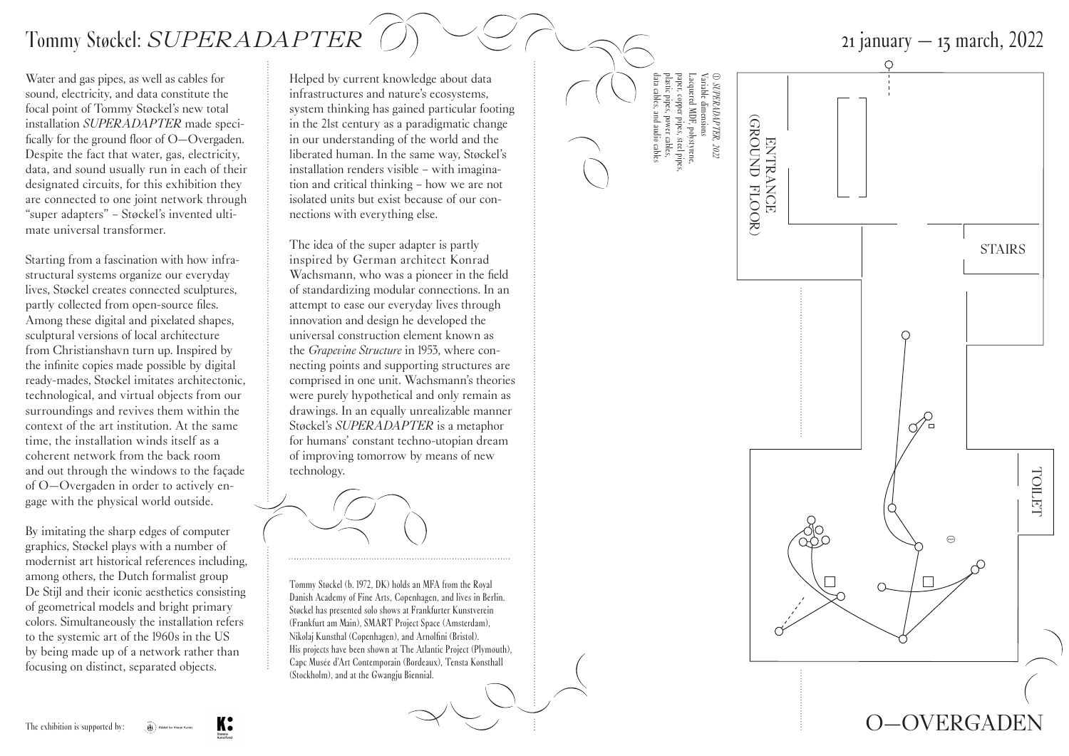# Tommy Støckel: *SUPERADAPTER*

21 january — 13 march, 2022

Water and gas pipes, as well as cables for sound, electricity, and data constitute the focal point of Tommy Støckel's new total installation *SUPERADAPTER* made specifically for the ground floor of O—Overgaden. Despite the fact that water, gas, electricity, data, and sound usually run in each of their designated circuits, for this exhibition they are connected to one joint network through "super adapters" – Støckel's invented ultimate universal transformer.

Starting from a fascination with how infrastructural systems organize our everyday lives, Støckel creates connected sculptures, partly collected from open-source files. Among these digital and pixelated shapes, sculptural versions of local architecture from Christianshavn turn up. Inspired by the infinite copies made possible by digital ready-mades, Støckel imitates architectonic, technological, and virtual objects from our surroundings and revives them within the context of the art institution. At the same time, the installation winds itself as a coherent network from the back room and out through the windows to the façade of O—Overgaden in order to actively engage with the physical world outside.

By imitating the sharp edges of computer graphics, Støckel plays with a number of modernist art historical references including, among others, the Dutch formalist group De Stijl and their iconic aesthetics consisting of geometrical models and bright primary colors. Simultaneously the installation refers to the systemic art of the 1960s in the US by being made up of a network rather than focusing on distinct, separated objects.

Helped by current knowledge about data infrastructures and nature's ecosystems, system thinking has gained particular footing in the 21st century as a paradigmatic change in our understanding of the world and the liberated human. In the same way, Støckel's installation renders visible – with imagination and critical thinking – how we are not isolated units but exist because of our connections with everything else.

The idea of the super adapter is partly inspired by German architect Konrad Wachsmann, who was a pioneer in the field of standardizing modular connections. In an attempt to ease our everyday lives through innovation and design he developed the universal construction element known as the *Grapevine Structure* in 1953, where connecting points and supporting structures are comprised in one unit. Wachsmann's theories were purely hypothetical and only remain as drawings. In an equally unrealizable manner Støckel's *SUPERADAPTER* is a metaphor for humans' constant techno-utopian dream of improving tomorrow by means of new technology.

Tommy Støckel (b. 1972, DK) holds an MFA from the Royal Danish Academy of Fine Arts, Copenhagen, and lives in Berlin. Støckel has presented solo shows at Frankfurter Kunstverein (Frankfurt am Main), SMART Project Space (Amsterdam), Nikolaj Kunsthal (Copenhagen), and Arnolfini (Bristol). His projects have been shown at The Atlantic Project (Plymouth), Capc Musée d'Art Contemporain (Bordeaux), Tensta Konsthall (Stockholm), and at the Gwangju Biennial.

① *SUPERADAPTER*, 2022
Variable dimensions
Lacquered MDF, polystyrene, paper, copper pipes, steel pipes, plastic pipes, power cables, data cables, and audio cables

ENTRANCE (GROUND FLOOR)

STAIRS

TOILET

①

O—OVERGADEN

The exhibition is supported by: